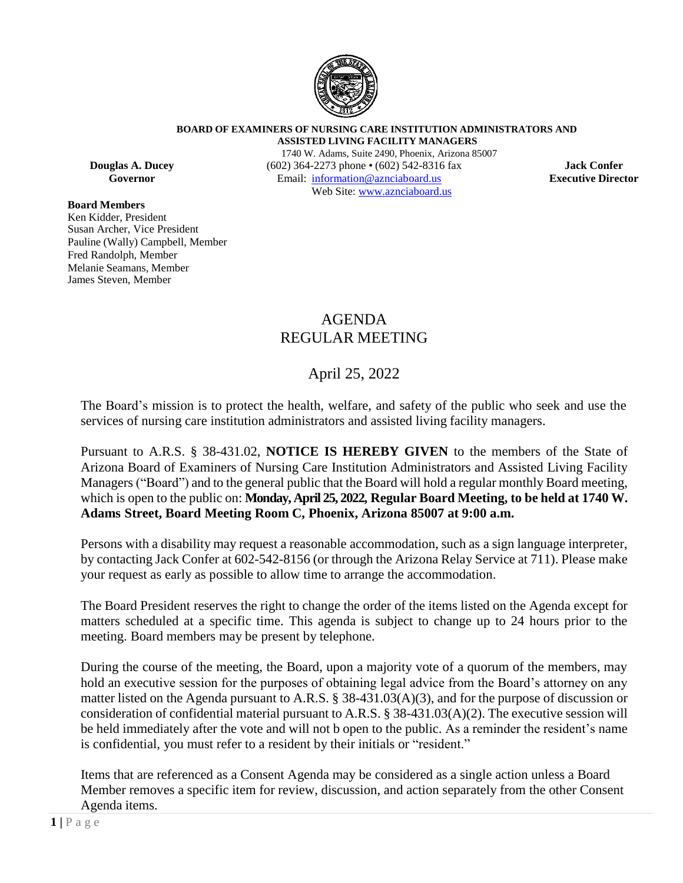**BOARD OF EXAMINERS OF NURSING CARE INSTITUTION ADMINISTRATORS AND ASSISTED LIVING FACILITY MANAGERS**

1740 W. Adams, Suite 2490, Phoenix, Arizona 85007
(602) 364-2273 phone • (602) 542-8316 fax
Email: information@aznciaboard.us
Web Site: www.aznciaboard.us

**Douglas A. Ducey**
**Governor**

**Jack Confer**
**Executive Director**

**Board Members**
Ken Kidder, President
Susan Archer, Vice President
Pauline (Wally) Campbell, Member
Fred Randolph, Member
Melanie Seamans, Member
James Steven, Member

# AGENDA
# REGULAR MEETING

## April 25, 2022

The Board's mission is to protect the health, welfare, and safety of the public who seek and use the services of nursing care institution administrators and assisted living facility managers.

Pursuant to A.R.S. § 38-431.02, **NOTICE IS HEREBY GIVEN** to the members of the State of Arizona Board of Examiners of Nursing Care Institution Administrators and Assisted Living Facility Managers ("Board") and to the general public that the Board will hold a regular monthly Board meeting, which is open to the public on: **Monday, April 25, 2022, Regular Board Meeting, to be held at 1740 W. Adams Street, Board Meeting Room C, Phoenix, Arizona 85007 at 9:00 a.m.**

Persons with a disability may request a reasonable accommodation, such as a sign language interpreter, by contacting Jack Confer at 602-542-8156 (or through the Arizona Relay Service at 711). Please make your request as early as possible to allow time to arrange the accommodation.

The Board President reserves the right to change the order of the items listed on the Agenda except for matters scheduled at a specific time. This agenda is subject to change up to 24 hours prior to the meeting. Board members may be present by telephone.

During the course of the meeting, the Board, upon a majority vote of a quorum of the members, may hold an executive session for the purposes of obtaining legal advice from the Board's attorney on any matter listed on the Agenda pursuant to A.R.S. § 38-431.03(A)(3), and for the purpose of discussion or consideration of confidential material pursuant to A.R.S. § 38-431.03(A)(2). The executive session will be held immediately after the vote and will not b open to the public. As a reminder the resident's name is confidential, you must refer to a resident by their initials or "resident."

Items that are referenced as a Consent Agenda may be considered as a single action unless a Board Member removes a specific item for review, discussion, and action separately from the other Consent Agenda items.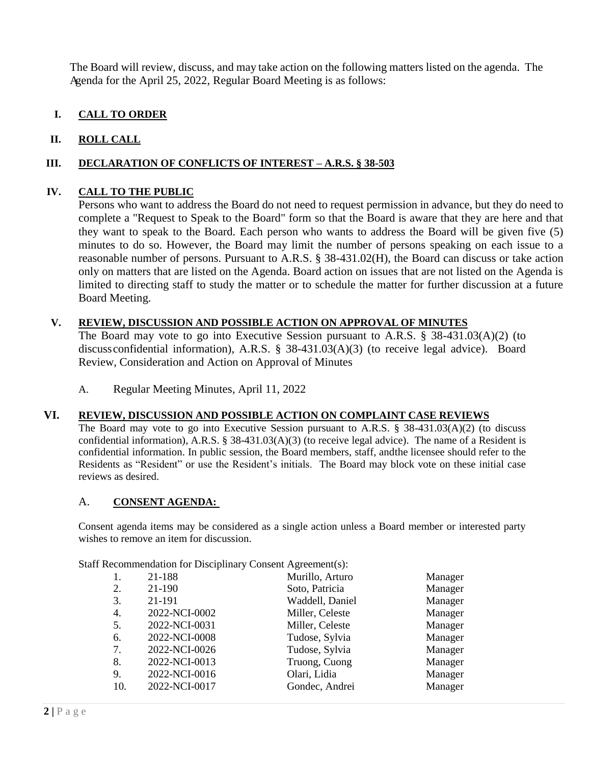The Board will review, discuss, and may take action on the following matters listed on the agenda. The Agenda for the April 25, 2022, Regular Board Meeting is as follows:

## I. CALL TO ORDER

## II. ROLL CALL

## III. DECLARATION OF CONFLICTS OF INTEREST – A.R.S. § 38-503

## IV. CALL TO THE PUBLIC

Persons who want to address the Board do not need to request permission in advance, but they do need to complete a "Request to Speak to the Board" form so that the Board is aware that they are here and that they want to speak to the Board. Each person who wants to address the Board will be given five (5) minutes to do so. However, the Board may limit the number of persons speaking on each issue to a reasonable number of persons. Pursuant to A.R.S. § 38-431.02(H), the Board can discuss or take action only on matters that are listed on the Agenda. Board action on issues that are not listed on the Agenda is limited to directing staff to study the matter or to schedule the matter for further discussion at a future Board Meeting.

## V. REVIEW, DISCUSSION AND POSSIBLE ACTION ON APPROVAL OF MINUTES

The Board may vote to go into Executive Session pursuant to A.R.S. § 38-431.03(A)(2) (to discuss confidential information), A.R.S. § 38-431.03(A)(3) (to receive legal advice). Board Review, Consideration and Action on Approval of Minutes

A. Regular Meeting Minutes, April 11, 2022

## VI. REVIEW, DISCUSSION AND POSSIBLE ACTION ON COMPLAINT CASE REVIEWS

The Board may vote to go into Executive Session pursuant to A.R.S. § 38-431.03(A)(2) (to discuss confidential information), A.R.S. § 38-431.03(A)(3) (to receive legal advice). The name of a Resident is confidential information. In public session, the Board members, staff, and the licensee should refer to the Residents as "Resident" or use the Resident's initials. The Board may block vote on these initial case reviews as desired.

### A. CONSENT AGENDA:

Consent agenda items may be considered as a single action unless a Board member or interested party wishes to remove an item for discussion.

Staff Recommendation for Disciplinary Consent Agreement(s):

| | | | |
|---|---|---|---|
| 1. | 21-188 | Murillo, Arturo | Manager |
| 2. | 21-190 | Soto, Patricia | Manager |
| 3. | 21-191 | Waddell, Daniel | Manager |
| 4. | 2022-NCI-0002 | Miller, Celeste | Manager |
| 5. | 2022-NCI-0031 | Miller, Celeste | Manager |
| 6. | 2022-NCI-0008 | Tudose, Sylvia | Manager |
| 7. | 2022-NCI-0026 | Tudose, Sylvia | Manager |
| 8. | 2022-NCI-0013 | Truong, Cuong | Manager |
| 9. | 2022-NCI-0016 | Olari, Lidia | Manager |
| 10. | 2022-NCI-0017 | Gondec, Andrei | Manager |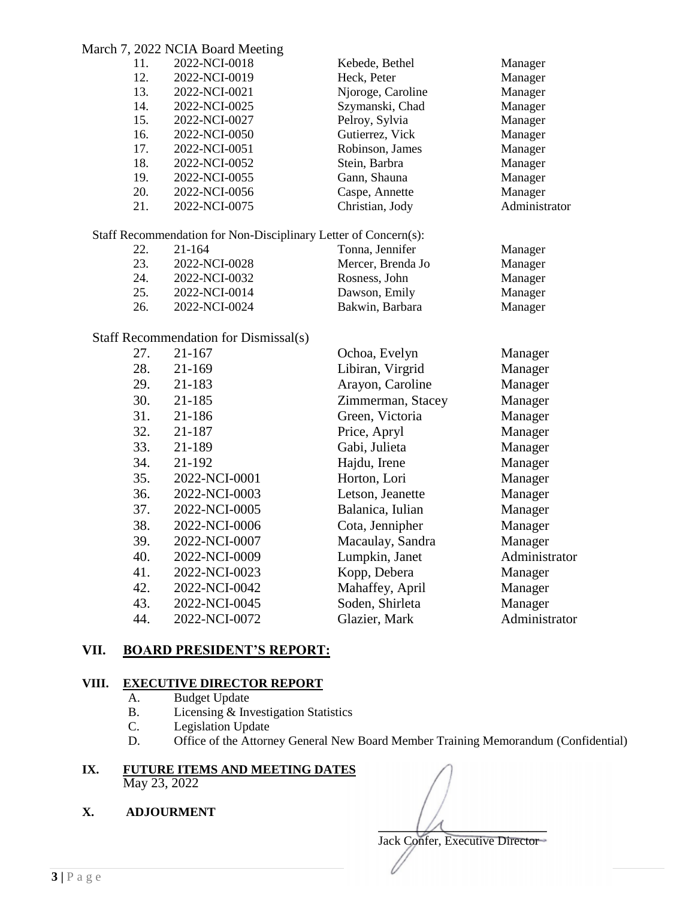March 7, 2022 NCIA Board Meeting

| | | | |
|---|---|---|---|
| 11. | 2022-NCI-0018 | Kebede, Bethel | Manager |
| 12. | 2022-NCI-0019 | Heck, Peter | Manager |
| 13. | 2022-NCI-0021 | Njoroge, Caroline | Manager |
| 14. | 2022-NCI-0025 | Szymanski, Chad | Manager |
| 15. | 2022-NCI-0027 | Pelroy, Sylvia | Manager |
| 16. | 2022-NCI-0050 | Gutierrez, Vick | Manager |
| 17. | 2022-NCI-0051 | Robinson, James | Manager |
| 18. | 2022-NCI-0052 | Stein, Barbra | Manager |
| 19. | 2022-NCI-0055 | Gann, Shauna | Manager |
| 20. | 2022-NCI-0056 | Caspe, Annette | Manager |
| 21. | 2022-NCI-0075 | Christian, Jody | Administrator |

Staff Recommendation for Non-Disciplinary Letter of Concern(s):

| | | | |
|---|---|---|---|
| 22. | 21-164 | Tonna, Jennifer | Manager |
| 23. | 2022-NCI-0028 | Mercer, Brenda Jo | Manager |
| 24. | 2022-NCI-0032 | Rosness, John | Manager |
| 25. | 2022-NCI-0014 | Dawson, Emily | Manager |
| 26. | 2022-NCI-0024 | Bakwin, Barbara | Manager |

Staff Recommendation for Dismissal(s)

| | | | |
|---|---|---|---|
| 27. | 21-167 | Ochoa, Evelyn | Manager |
| 28. | 21-169 | Libiran, Virgrid | Manager |
| 29. | 21-183 | Arayon, Caroline | Manager |
| 30. | 21-185 | Zimmerman, Stacey | Manager |
| 31. | 21-186 | Green, Victoria | Manager |
| 32. | 21-187 | Price, Apryl | Manager |
| 33. | 21-189 | Gabi, Julieta | Manager |
| 34. | 21-192 | Hajdu, Irene | Manager |
| 35. | 2022-NCI-0001 | Horton, Lori | Manager |
| 36. | 2022-NCI-0003 | Letson, Jeanette | Manager |
| 37. | 2022-NCI-0005 | Balanica, Iulian | Manager |
| 38. | 2022-NCI-0006 | Cota, Jennipher | Manager |
| 39. | 2022-NCI-0007 | Macaulay, Sandra | Manager |
| 40. | 2022-NCI-0009 | Lumpkin, Janet | Administrator |
| 41. | 2022-NCI-0023 | Kopp, Debera | Manager |
| 42. | 2022-NCI-0042 | Mahaffey, April | Manager |
| 43. | 2022-NCI-0045 | Soden, Shirleta | Manager |
| 44. | 2022-NCI-0072 | Glazier, Mark | Administrator |

## VII. BOARD PRESIDENT'S REPORT:

## VIII. EXECUTIVE DIRECTOR REPORT

A. Budget Update
B. Licensing & Investigation Statistics
C. Legislation Update
D. Office of the Attorney General New Board Member Training Memorandum (Confidential)

## IX. FUTURE ITEMS AND MEETING DATES

May 23, 2022

## X. ADJOURMENT

Jack Confer, Executive Director